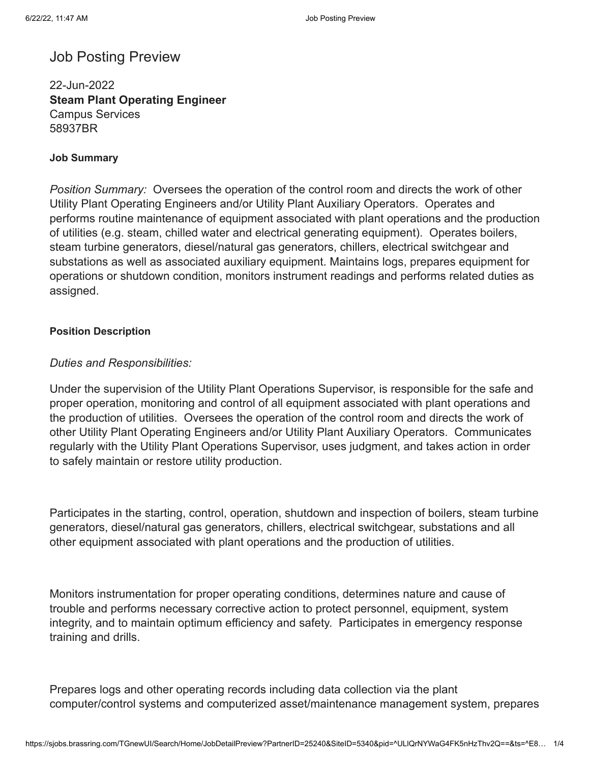# Job Posting Preview

22-Jun-2022
**Steam Plant Operating Engineer**
Campus Services
58937BR

**Job Summary**

*Position Summary:* Oversees the operation of the control room and directs the work of other Utility Plant Operating Engineers and/or Utility Plant Auxiliary Operators. Operates and performs routine maintenance of equipment associated with plant operations and the production of utilities (e.g. steam, chilled water and electrical generating equipment). Operates boilers, steam turbine generators, diesel/natural gas generators, chillers, electrical switchgear and substations as well as associated auxiliary equipment. Maintains logs, prepares equipment for operations or shutdown condition, monitors instrument readings and performs related duties as assigned.

**Position Description**

*Duties and Responsibilities:*

Under the supervision of the Utility Plant Operations Supervisor, is responsible for the safe and proper operation, monitoring and control of all equipment associated with plant operations and the production of utilities. Oversees the operation of the control room and directs the work of other Utility Plant Operating Engineers and/or Utility Plant Auxiliary Operators. Communicates regularly with the Utility Plant Operations Supervisor, uses judgment, and takes action in order to safely maintain or restore utility production.

Participates in the starting, control, operation, shutdown and inspection of boilers, steam turbine generators, diesel/natural gas generators, chillers, electrical switchgear, substations and all other equipment associated with plant operations and the production of utilities.

Monitors instrumentation for proper operating conditions, determines nature and cause of trouble and performs necessary corrective action to protect personnel, equipment, system integrity, and to maintain optimum efficiency and safety. Participates in emergency response training and drills.

Prepares logs and other operating records including data collection via the plant computer/control systems and computerized asset/maintenance management system, prepares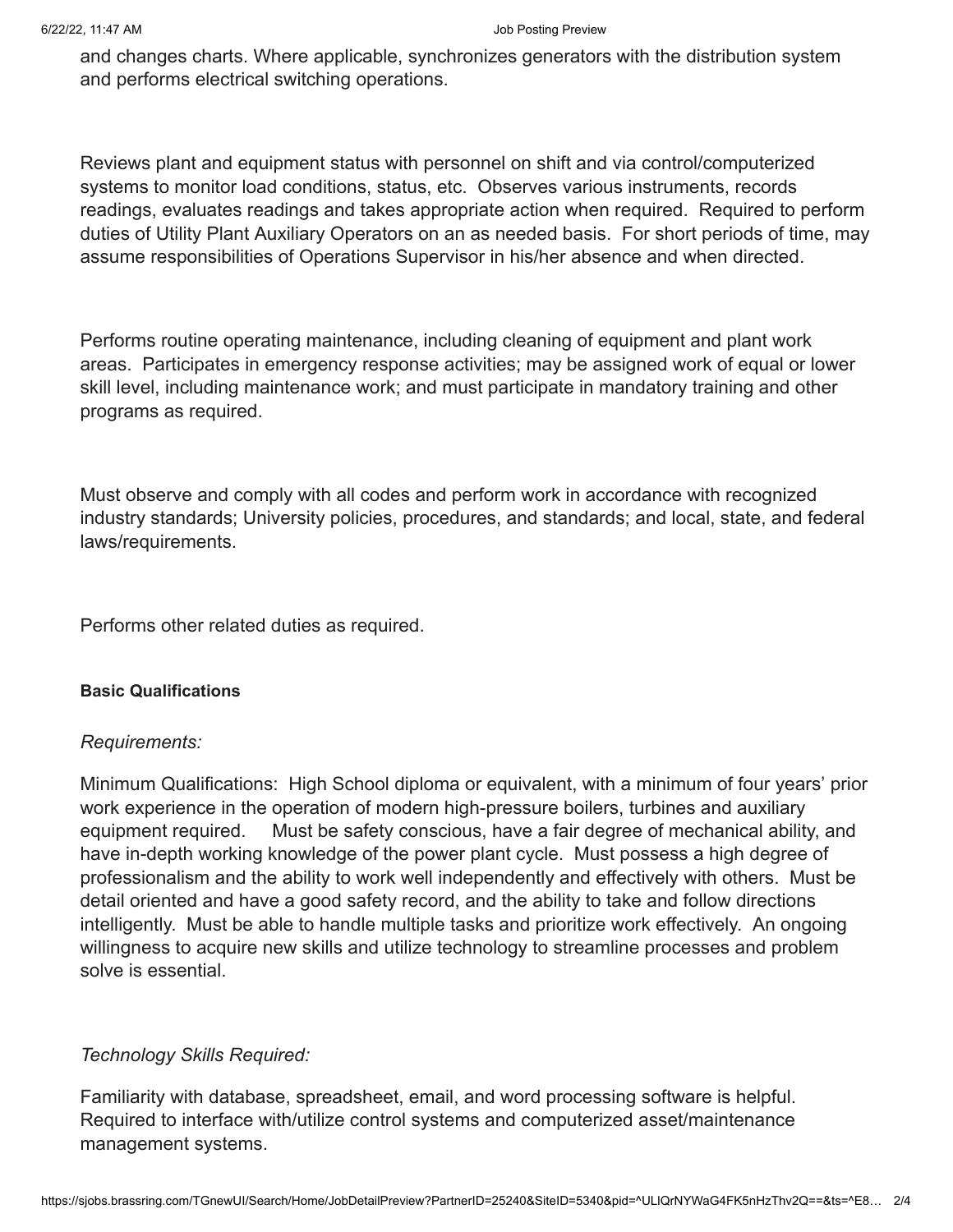and changes charts. Where applicable, synchronizes generators with the distribution system and performs electrical switching operations.

Reviews plant and equipment status with personnel on shift and via control/computerized systems to monitor load conditions, status, etc. Observes various instruments, records readings, evaluates readings and takes appropriate action when required. Required to perform duties of Utility Plant Auxiliary Operators on an as needed basis. For short periods of time, may assume responsibilities of Operations Supervisor in his/her absence and when directed.

Performs routine operating maintenance, including cleaning of equipment and plant work areas. Participates in emergency response activities; may be assigned work of equal or lower skill level, including maintenance work; and must participate in mandatory training and other programs as required.

Must observe and comply with all codes and perform work in accordance with recognized industry standards; University policies, procedures, and standards; and local, state, and federal laws/requirements.

Performs other related duties as required.

**Basic Qualifications**

*Requirements:*

Minimum Qualifications: High School diploma or equivalent, with a minimum of four years' prior work experience in the operation of modern high-pressure boilers, turbines and auxiliary equipment required. Must be safety conscious, have a fair degree of mechanical ability, and have in-depth working knowledge of the power plant cycle. Must possess a high degree of professionalism and the ability to work well independently and effectively with others. Must be detail oriented and have a good safety record, and the ability to take and follow directions intelligently. Must be able to handle multiple tasks and prioritize work effectively. An ongoing willingness to acquire new skills and utilize technology to streamline processes and problem solve is essential.

*Technology Skills Required:*

Familiarity with database, spreadsheet, email, and word processing software is helpful. Required to interface with/utilize control systems and computerized asset/maintenance management systems.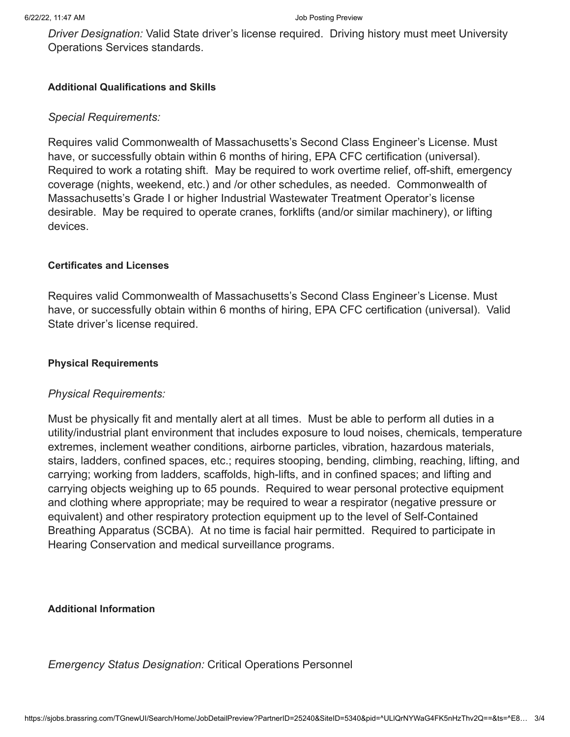*Driver Designation:* Valid State driver's license required. Driving history must meet University Operations Services standards.

### Additional Qualifications and Skills

*Special Requirements:*

Requires valid Commonwealth of Massachusetts's Second Class Engineer's License. Must have, or successfully obtain within 6 months of hiring, EPA CFC certification (universal). Required to work a rotating shift. May be required to work overtime relief, off-shift, emergency coverage (nights, weekend, etc.) and /or other schedules, as needed. Commonwealth of Massachusetts's Grade I or higher Industrial Wastewater Treatment Operator's license desirable. May be required to operate cranes, forklifts (and/or similar machinery), or lifting devices.

### Certificates and Licenses

Requires valid Commonwealth of Massachusetts's Second Class Engineer's License. Must have, or successfully obtain within 6 months of hiring, EPA CFC certification (universal). Valid State driver's license required.

### Physical Requirements

*Physical Requirements:*

Must be physically fit and mentally alert at all times. Must be able to perform all duties in a utility/industrial plant environment that includes exposure to loud noises, chemicals, temperature extremes, inclement weather conditions, airborne particles, vibration, hazardous materials, stairs, ladders, confined spaces, etc.; requires stooping, bending, climbing, reaching, lifting, and carrying; working from ladders, scaffolds, high-lifts, and in confined spaces; and lifting and carrying objects weighing up to 65 pounds. Required to wear personal protective equipment and clothing where appropriate; may be required to wear a respirator (negative pressure or equivalent) and other respiratory protection equipment up to the level of Self-Contained Breathing Apparatus (SCBA). At no time is facial hair permitted. Required to participate in Hearing Conservation and medical surveillance programs.

### Additional Information

*Emergency Status Designation:* Critical Operations Personnel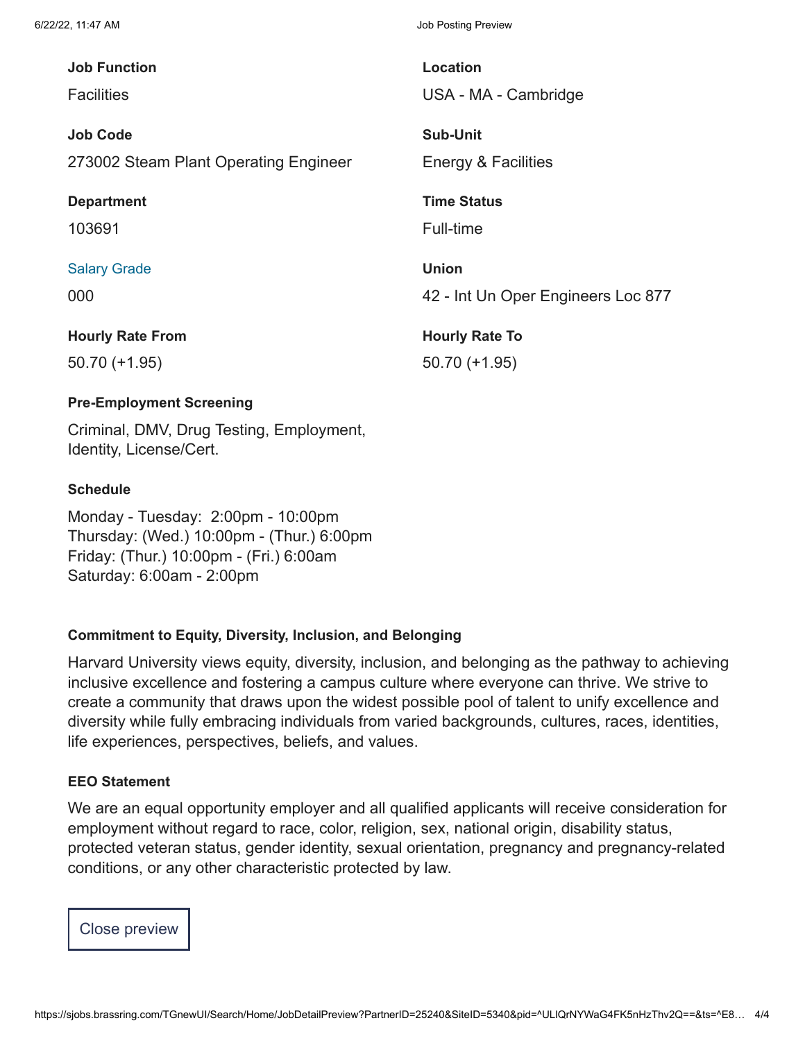**Job Function**

Facilities

**Location**

USA - MA - Cambridge

**Job Code**

273002 Steam Plant Operating Engineer

**Sub-Unit**

Energy & Facilities

**Department**

103691

**Time Status**

Full-time

Salary Grade

000

**Union**

42 - Int Un Oper Engineers Loc 877

**Hourly Rate From**

50.70 (+1.95)

**Hourly Rate To**

50.70 (+1.95)

**Pre-Employment Screening**

Criminal, DMV, Drug Testing, Employment, Identity, License/Cert.

**Schedule**

Monday - Tuesday: 2:00pm - 10:00pm
Thursday: (Wed.) 10:00pm - (Thur.) 6:00pm
Friday: (Thur.) 10:00pm - (Fri.) 6:00am
Saturday: 6:00am - 2:00pm

**Commitment to Equity, Diversity, Inclusion, and Belonging**

Harvard University views equity, diversity, inclusion, and belonging as the pathway to achieving inclusive excellence and fostering a campus culture where everyone can thrive. We strive to create a community that draws upon the widest possible pool of talent to unify excellence and diversity while fully embracing individuals from varied backgrounds, cultures, races, identities, life experiences, perspectives, beliefs, and values.

**EEO Statement**

We are an equal opportunity employer and all qualified applicants will receive consideration for employment without regard to race, color, religion, sex, national origin, disability status, protected veteran status, gender identity, sexual orientation, pregnancy and pregnancy-related conditions, or any other characteristic protected by law.

Close preview